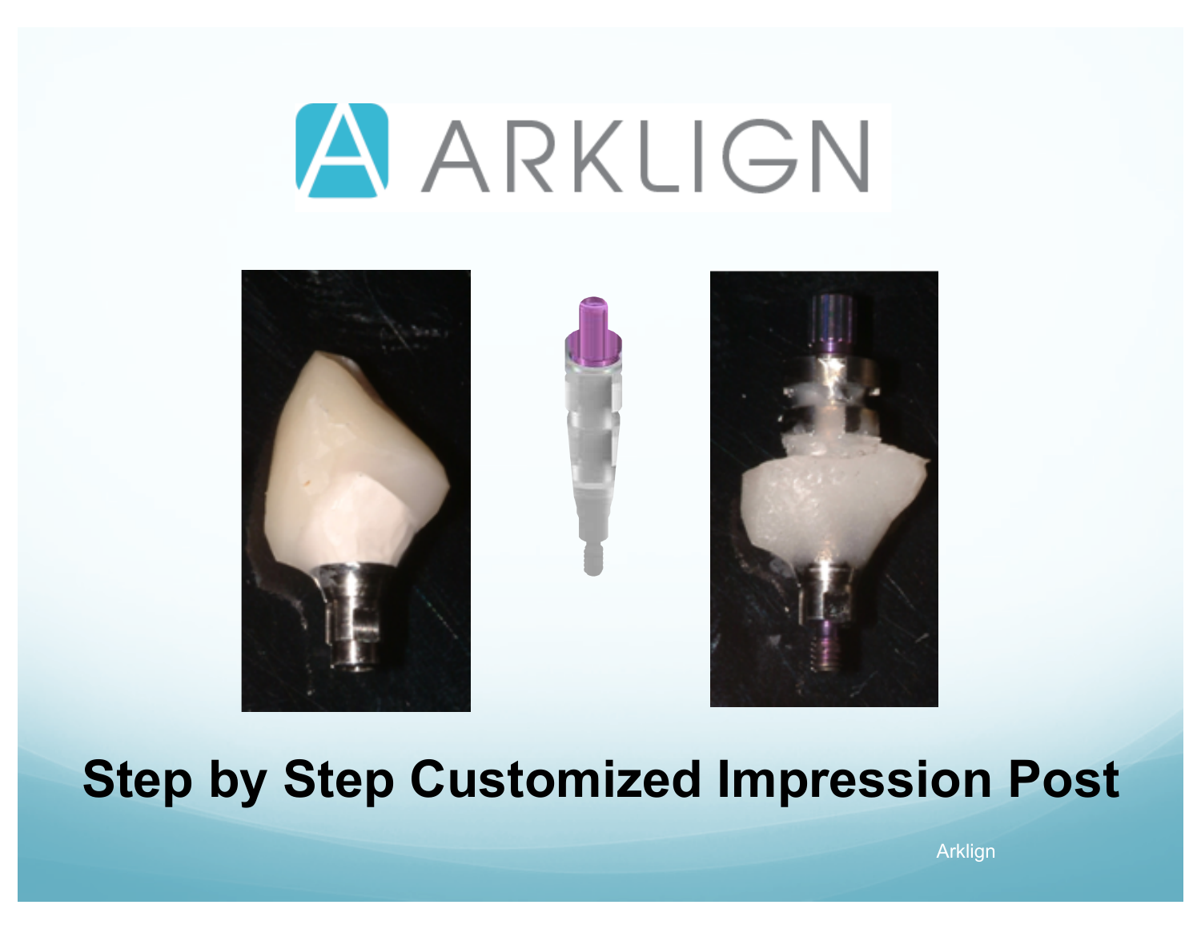# ARKLIGN

# Step by Step Customized Impression Post

Arklign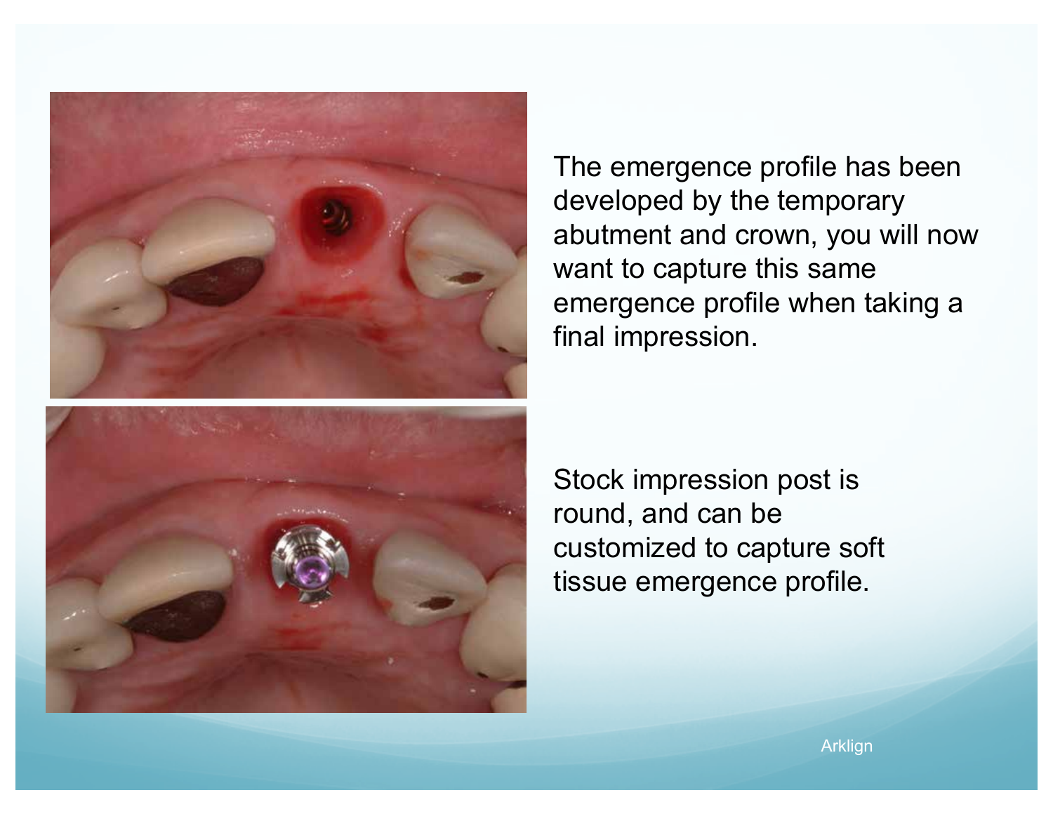The emergence profile has been developed by the temporary abutment and crown, you will now want to capture this same emergence profile when taking a final impression.

Stock impression post is round, and can be customized to capture soft tissue emergence profile.

Arklign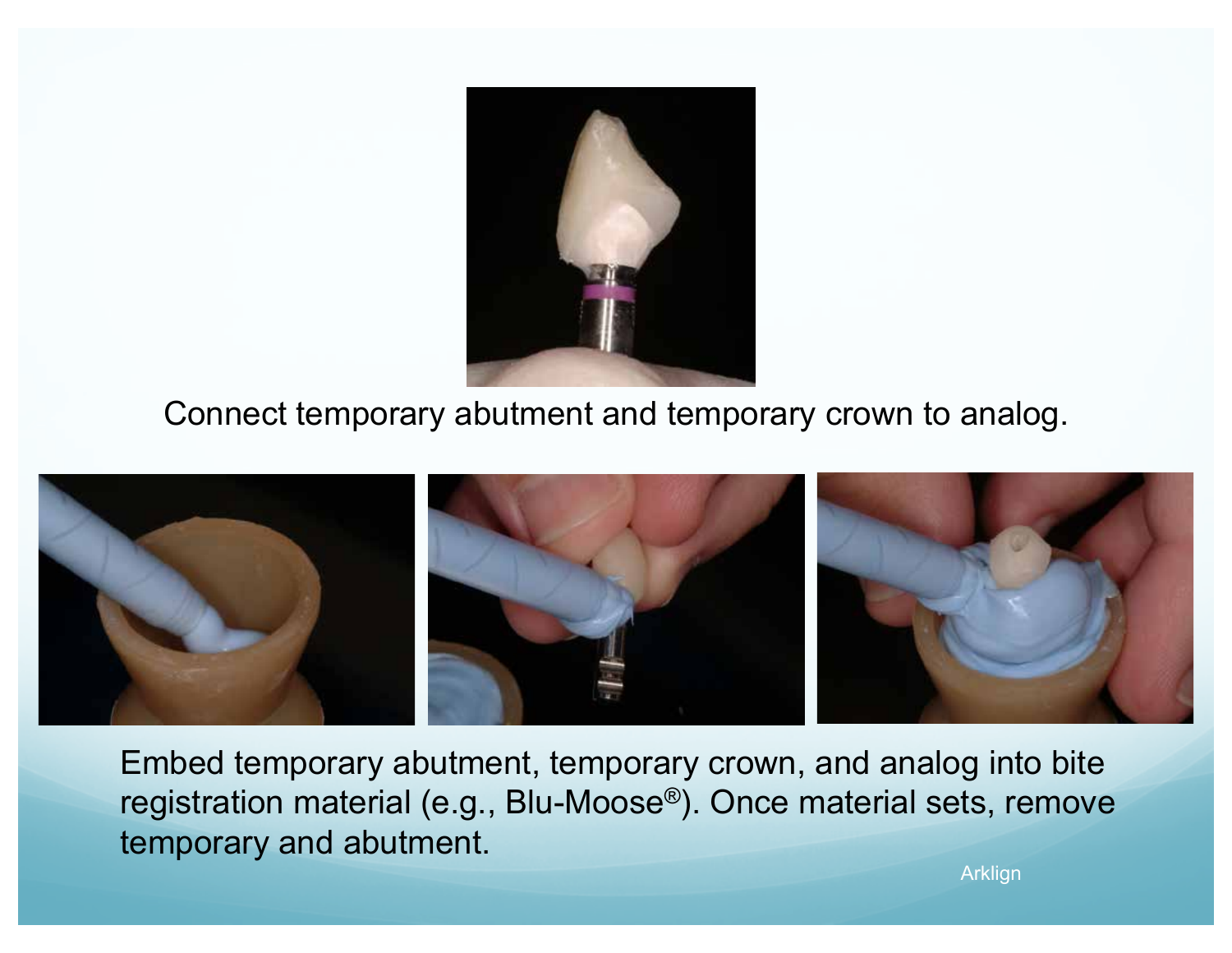Connect temporary abutment and temporary crown to analog.

Embed temporary abutment, temporary crown, and analog into bite registration material (e.g., Blu-Moose®). Once material sets, remove temporary and abutment.

Arklign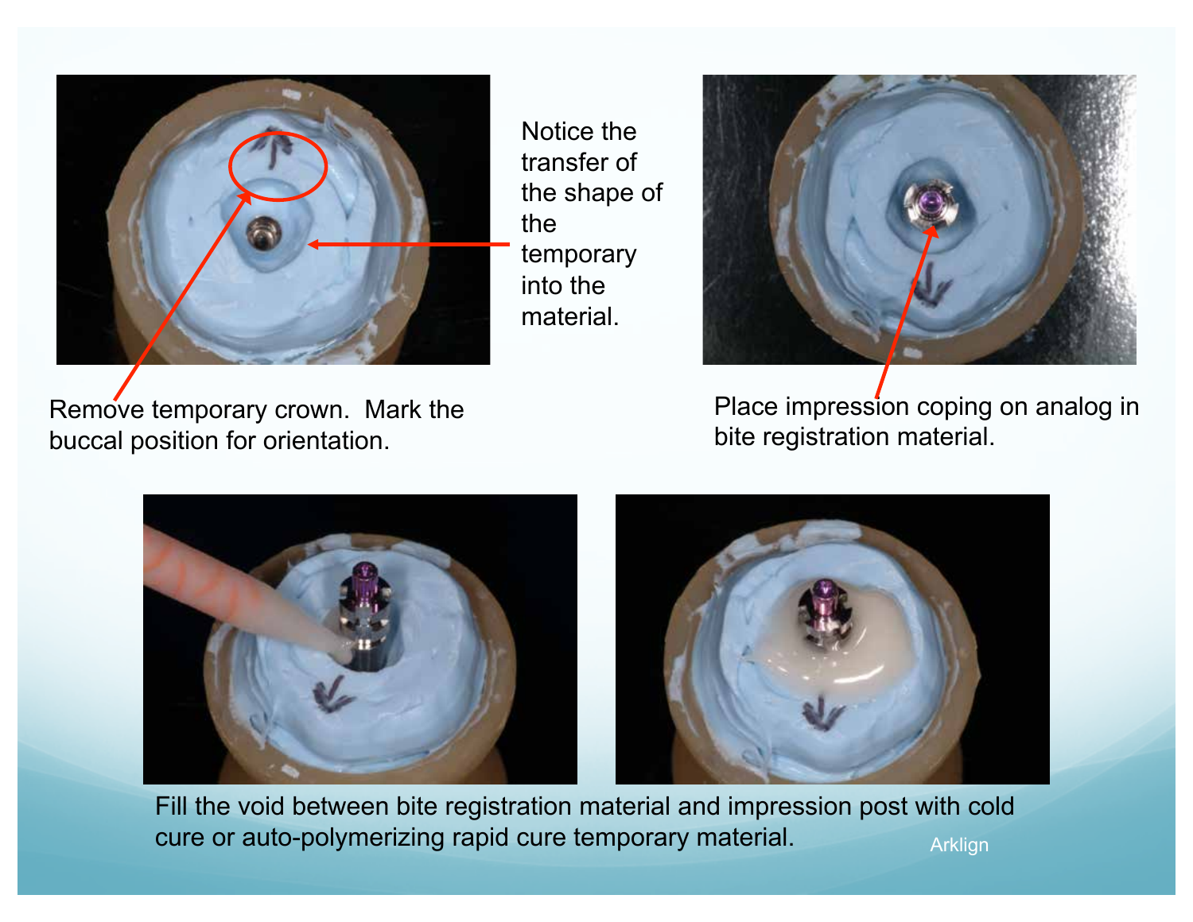Notice the transfer of the shape of the temporary into the material.

Remove temporary crown. Mark the buccal position for orientation.

Place impression coping on analog in bite registration material.

Fill the void between bite registration material and impression post with cold cure or auto-polymerizing rapid cure temporary material.

Arklign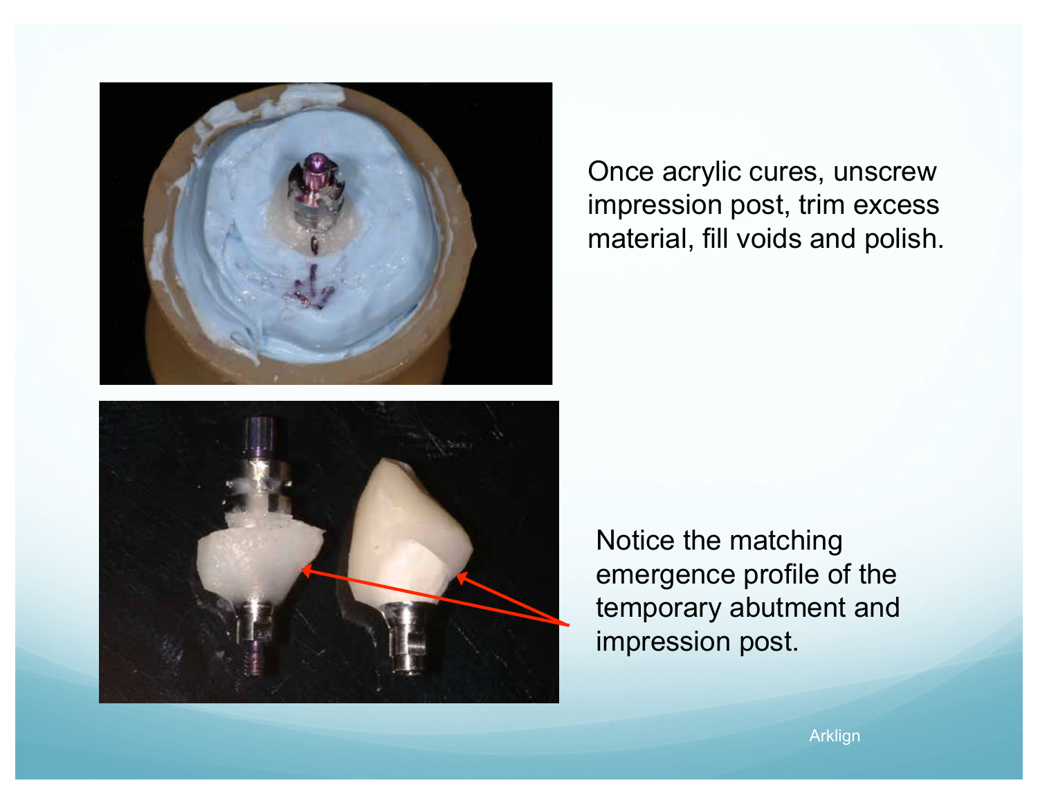Once acrylic cures, unscrew impression post, trim excess material, fill voids and polish.

Notice the matching emergence profile of the temporary abutment and impression post.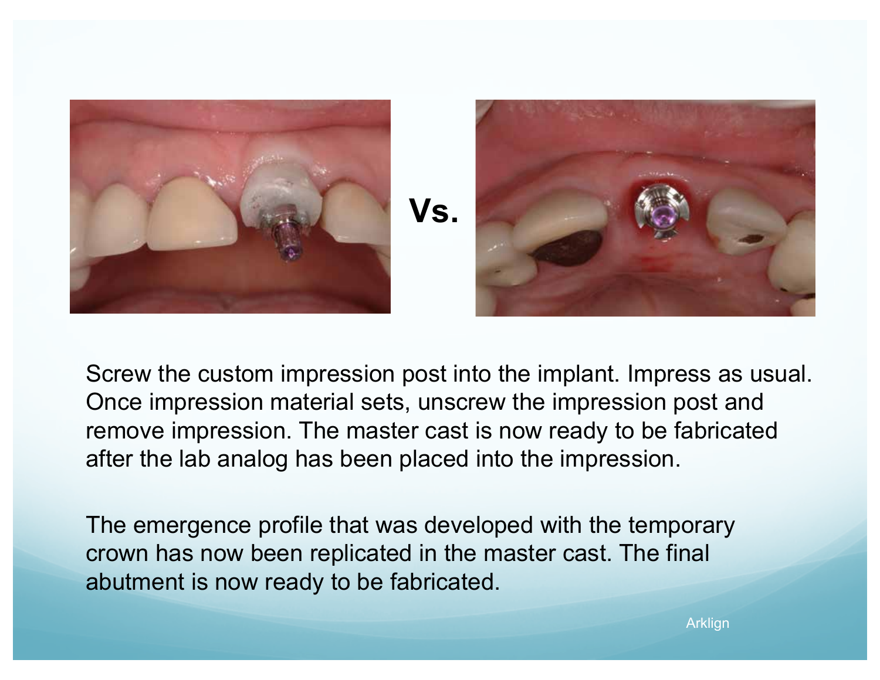Vs.

Screw the custom impression post into the implant. Impress as usual. Once impression material sets, unscrew the impression post and remove impression. The master cast is now ready to be fabricated after the lab analog has been placed into the impression.

The emergence profile that was developed with the temporary crown has now been replicated in the master cast. The final abutment is now ready to be fabricated.

Arklign